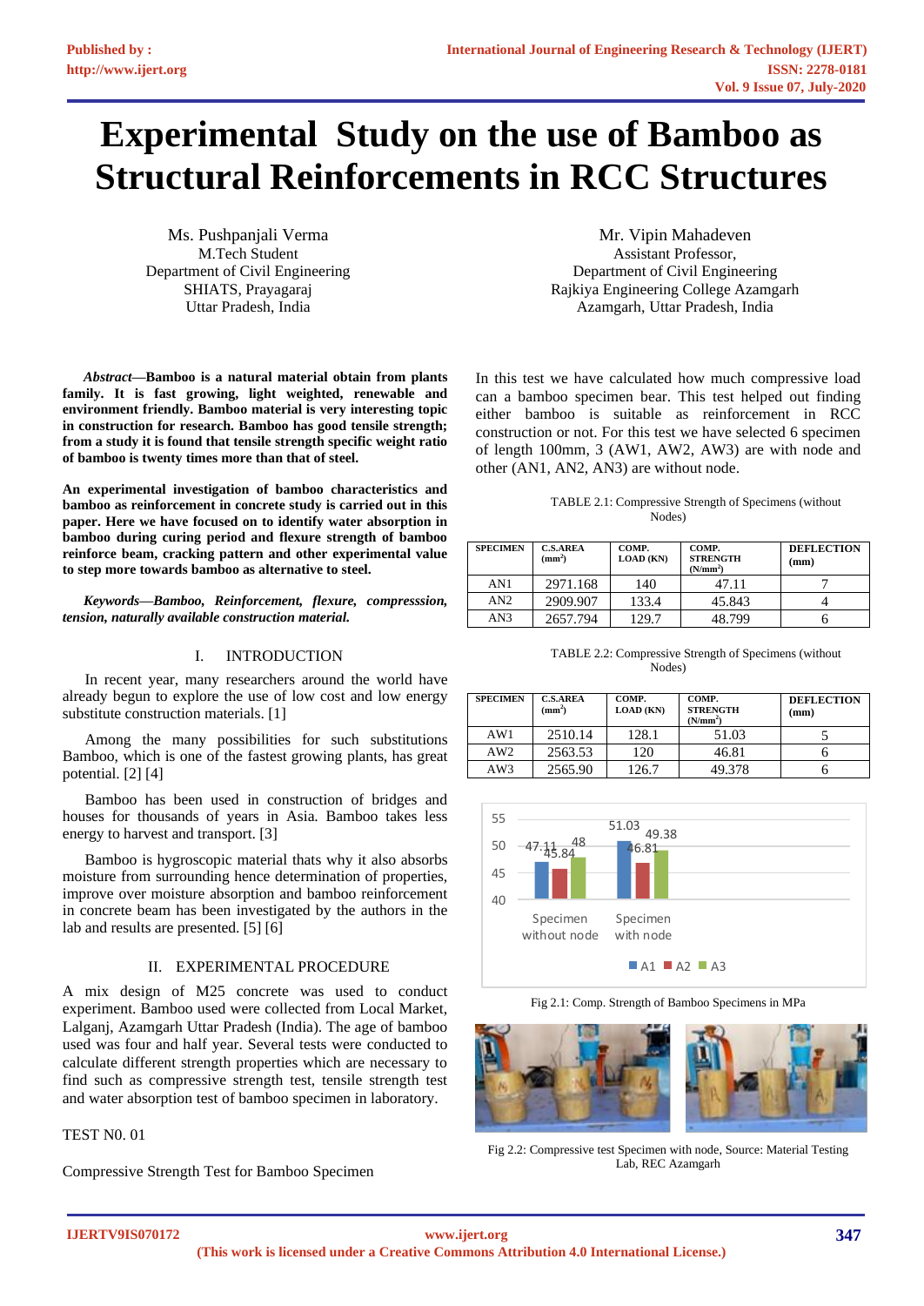# Experimental Study on the use of Bamboo as Structural Reinforcements in RCC Structures

Ms. Pushpanjali Verma
M.Tech Student
Department of Civil Engineering
SHIATS, Prayagaraj
Uttar Pradesh, India

Mr. Vipin Mahadeven
Assistant Professor,
Department of Civil Engineering
Rajkiya Engineering College Azamgarh
Azamgarh, Uttar Pradesh, India

***Abstract*—Bamboo is a natural material obtain from plants family. It is fast growing, light weighted, renewable and environment friendly. Bamboo material is very interesting topic in construction for research. Bamboo has good tensile strength; from a study it is found that tensile strength specific weight ratio of bamboo is twenty times more than that of steel.**

**An experimental investigation of bamboo characteristics and bamboo as reinforcement in concrete study is carried out in this paper. Here we have focused on to identify water absorption in bamboo during curing period and flexure strength of bamboo reinforce beam, cracking pattern and other experimental value to step more towards bamboo as alternative to steel.**

***Keywords—Bamboo, Reinforcement, flexure, compresssion, tension, naturally available construction material.***

## I. INTRODUCTION

In recent year, many researchers around the world have already begun to explore the use of low cost and low energy substitute construction materials. [1]

Among the many possibilities for such substitutions Bamboo, which is one of the fastest growing plants, has great potential. [2] [4]

Bamboo has been used in construction of bridges and houses for thousands of years in Asia. Bamboo takes less energy to harvest and transport. [3]

Bamboo is hygroscopic material thats why it also absorbs moisture from surrounding hence determination of properties, improve over moisture absorption and bamboo reinforcement in concrete beam has been investigated by the authors in the lab and results are presented. [5] [6]

## II. EXPERIMENTAL PROCEDURE

A mix design of M25 concrete was used to conduct experiment. Bamboo used were collected from Local Market, Lalganj, Azamgarh Uttar Pradesh (India). The age of bamboo used was four and half year. Several tests were conducted to calculate different strength properties which are necessary to find such as compressive strength test, tensile strength test and water absorption test of bamboo specimen in laboratory.

TEST N0. 01

Compressive Strength Test for Bamboo Specimen

In this test we have calculated how much compressive load can a bamboo specimen bear. This test helped out finding either bamboo is suitable as reinforcement in RCC construction or not. For this test we have selected 6 specimen of length 100mm, 3 (AW1, AW2, AW3) are with node and other (AN1, AN2, AN3) are without node.

TABLE 2.1: Compressive Strength of Specimens (without Nodes)

| SPECIMEN | C.S.AREA ($mm^2$) | COMP. LOAD (KN) | COMP. STRENGTH ($N/mm^2$) | DEFLECTION (mm) |
|---|---|---|---|---|
| AN1 | 2971.168 | 140 | 47.11 | 7 |
| AN2 | 2909.907 | 133.4 | 45.843 | 4 |
| AN3 | 2657.794 | 129.7 | 48.799 | 6 |

TABLE 2.2: Compressive Strength of Specimens (without Nodes)

| SPECIMEN | C.S.AREA ($mm^2$) | COMP. LOAD (KN) | COMP. STRENGTH ($N/mm^2$) | DEFLECTION (mm) |
|---|---|---|---|---|
| AW1 | 2510.14 | 128.1 | 51.03 | 5 |
| AW2 | 2563.53 | 120 | 46.81 | 6 |
| AW3 | 2565.90 | 126.7 | 49.378 | 6 |

Fig 2.1: Comp. Strength of Bamboo Specimens in MPa

Fig 2.2: Compressive test Specimen with node, Source: Material Testing Lab, REC Azamgarh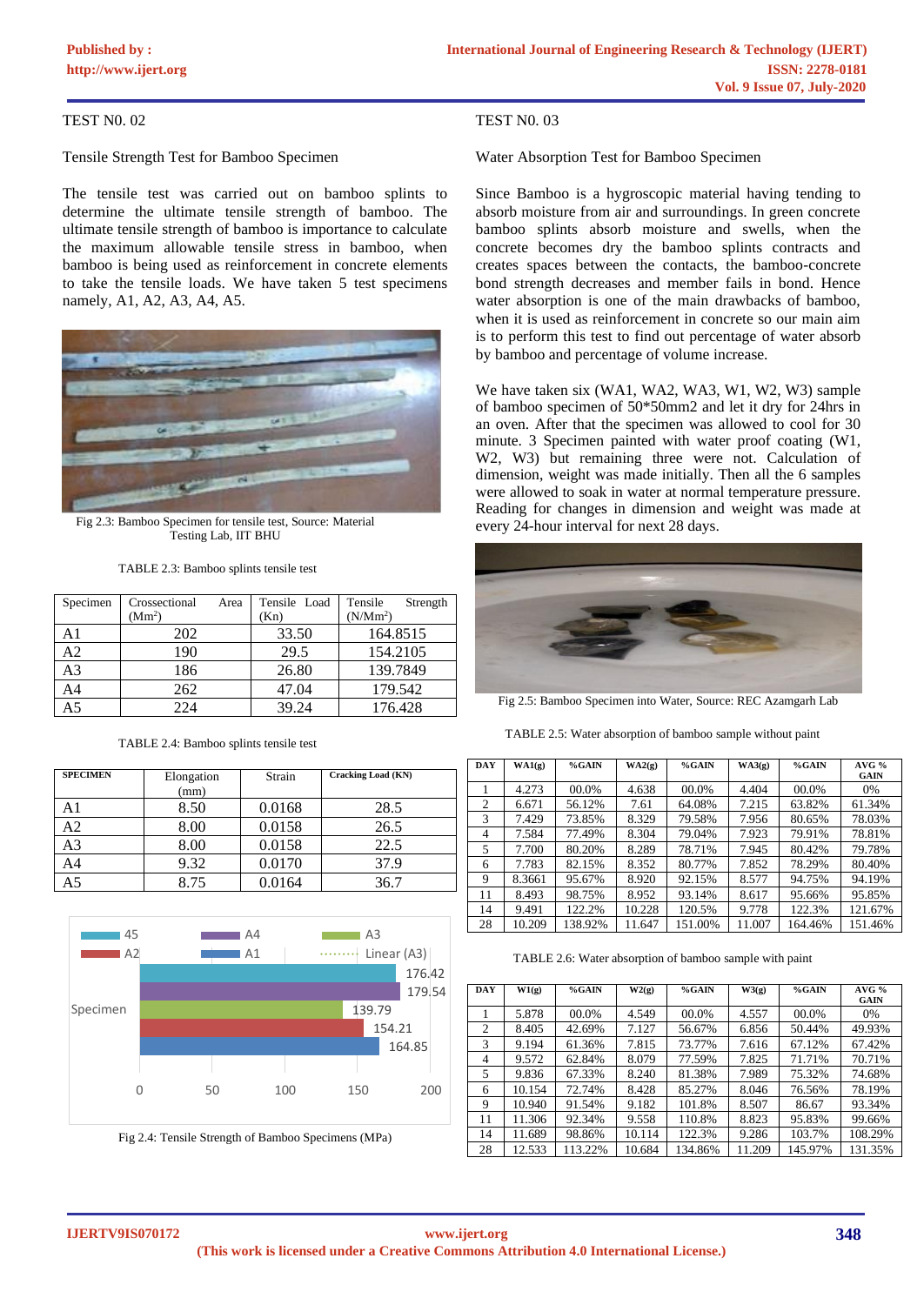TEST N0. 02

Tensile Strength Test for Bamboo Specimen

The tensile test was carried out on bamboo splints to determine the ultimate tensile strength of bamboo. The ultimate tensile strength of bamboo is importance to calculate the maximum allowable tensile stress in bamboo, when bamboo is being used as reinforcement in concrete elements to take the tensile loads. We have taken 5 test specimens namely, A1, A2, A3, A4, A5.

Fig 2.3: Bamboo Specimen for tensile test, Source: Material Testing Lab, IIT BHU

TABLE 2.3: Bamboo splints tensile test

| Specimen | Crossectional Area ($Mm^2$) | Tensile Load (Kn) | Tensile Strength ($N/Mm^2$) |
|---|---|---|---|
| A1 | 202 | 33.50 | 164.8515 |
| A2 | 190 | 29.5 | 154.2105 |
| A3 | 186 | 26.80 | 139.7849 |
| A4 | 262 | 47.04 | 179.542 |
| A5 | 224 | 39.24 | 176.428 |

TABLE 2.4: Bamboo splints tensile test

| SPECIMEN | Elongation (mm) | Strain | Cracking Load (KN) |
|---|---|---|---|
| A1 | 8.50 | 0.0168 | 28.5 |
| A2 | 8.00 | 0.0158 | 26.5 |
| A3 | 8.00 | 0.0158 | 22.5 |
| A4 | 9.32 | 0.0170 | 37.9 |
| A5 | 8.75 | 0.0164 | 36.7 |

Fig 2.4: Tensile Strength of Bamboo Specimens (MPa)

TEST N0. 03

Water Absorption Test for Bamboo Specimen

Since Bamboo is a hygroscopic material having tending to absorb moisture from air and surroundings. In green concrete bamboo splints absorb moisture and swells, when the concrete becomes dry the bamboo splints contracts and creates spaces between the contacts, the bamboo-concrete bond strength decreases and member fails in bond. Hence water absorption is one of the main drawbacks of bamboo, when it is used as reinforcement in concrete so our main aim is to perform this test to find out percentage of water absorb by bamboo and percentage of volume increase.

We have taken six (WA1, WA2, WA3, W1, W2, W3) sample of bamboo specimen of 50*50mm2 and let it dry for 24hrs in an oven. After that the specimen was allowed to cool for 30 minute. 3 Specimen painted with water proof coating (W1, W2, W3) but remaining three were not. Calculation of dimension, weight was made initially. Then all the 6 samples were allowed to soak in water at normal temperature pressure. Reading for changes in dimension and weight was made at every 24-hour interval for next 28 days.

Fig 2.5: Bamboo Specimen into Water, Source: REC Azamgarh Lab

TABLE 2.5: Water absorption of bamboo sample without paint

| DAY | WA1(g) | %GAIN | WA2(g) | %GAIN | WA3(g) | %GAIN | AVG % GAIN |
|---|---|---|---|---|---|---|---|
| 1 | 4.273 | 00.0% | 4.638 | 00.0% | 4.404 | 00.0% | 0% |
| 2 | 6.671 | 56.12% | 7.61 | 64.08% | 7.215 | 63.82% | 61.34% |
| 3 | 7.429 | 73.85% | 8.329 | 79.58% | 7.956 | 80.65% | 78.03% |
| 4 | 7.584 | 77.49% | 8.304 | 79.04% | 7.923 | 79.91% | 78.81% |
| 5 | 7.700 | 80.20% | 8.289 | 78.71% | 7.945 | 80.42% | 79.78% |
| 6 | 7.783 | 82.15% | 8.352 | 80.77% | 7.852 | 78.29% | 80.40% |
| 9 | 8.3661 | 95.67% | 8.920 | 92.15% | 8.577 | 94.75% | 94.19% |
| 11 | 8.493 | 98.75% | 8.952 | 93.14% | 8.617 | 95.66% | 95.85% |
| 14 | 9.491 | 122.2% | 10.228 | 120.5% | 9.778 | 122.3% | 121.67% |
| 28 | 10.209 | 138.92% | 11.647 | 151.00% | 11.007 | 164.46% | 151.46% |

TABLE 2.6: Water absorption of bamboo sample with paint

| DAY | W1(g) | %GAIN | W2(g) | %GAIN | W3(g) | %GAIN | AVG % GAIN |
|---|---|---|---|---|---|---|---|
| 1 | 5.878 | 00.0% | 4.549 | 00.0% | 4.557 | 00.0% | 0% |
| 2 | 8.405 | 42.69% | 7.127 | 56.67% | 6.856 | 50.44% | 49.93% |
| 3 | 9.194 | 61.36% | 7.815 | 73.77% | 7.616 | 67.12% | 67.42% |
| 4 | 9.572 | 62.84% | 8.079 | 77.59% | 7.825 | 71.71% | 70.71% |
| 5 | 9.836 | 67.33% | 8.240 | 81.38% | 7.989 | 75.32% | 74.68% |
| 6 | 10.154 | 72.74% | 8.428 | 85.27% | 8.046 | 76.56% | 78.19% |
| 9 | 10.940 | 91.54% | 9.182 | 101.8% | 8.507 | 86.67 | 93.34% |
| 11 | 11.306 | 92.34% | 9.558 | 110.8% | 8.823 | 95.83% | 99.66% |
| 14 | 11.689 | 98.86% | 10.114 | 122.3% | 9.286 | 103.7% | 108.29% |
| 28 | 12.533 | 113.22% | 10.684 | 134.86% | 11.209 | 145.97% | 131.35% |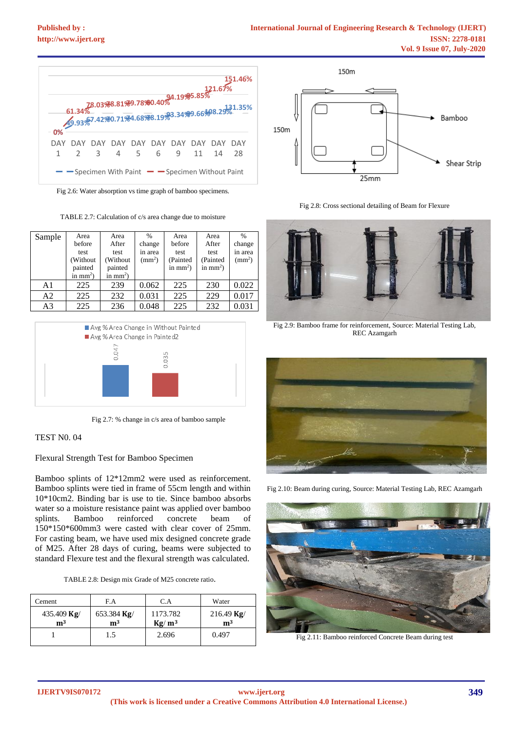Fig 2.6: Water absorption vs time graph of bamboo specimens.

TABLE 2.7: Calculation of c/s area change due to moisture

| Sample | Area before test (Without painted in $mm^2$) | Area After test (Without painted in $mm^2$) | % change in area ($mm^2$) | Area before test (Painted in $mm^2$) | Area After test (Painted in $mm^2$) | % change in area ($mm^2$) |
|---|---|---|---|---|---|---|
| A1 | 225 | 239 | 0.062 | 225 | 230 | 0.022 |
| A2 | 225 | 232 | 0.031 | 225 | 229 | 0.017 |
| A3 | 225 | 236 | 0.048 | 225 | 232 | 0.031 |

Fig 2.7: % change in c/s area of bamboo sample

TEST N0. 04

Flexural Strength Test for Bamboo Specimen

Bamboo splints of 12*12mm2 were used as reinforcement. Bamboo splints were tied in frame of 55cm length and within 10*10cm2. Binding bar is use to tie. Since bamboo absorbs water so a moisture resistance paint was applied over bamboo splints. Bamboo reinforced concrete beam of 150*150*600mm3 were casted with clear cover of 25mm. For casting beam, we have used mix designed concrete grade of M25. After 28 days of curing, beams were subjected to standard Flexure test and the flexural strength was calculated.

TABLE 2.8: Design mix Grade of M25 concrete ratio.

| Cement | F.A | C.A | Water |
|---|---|---|---|
| 435.409 **Kg/ $m^3$** | 653.384 **Kg/ $m^3$** | 1173.782 **Kg/ $m^3$** | 216.49 **Kg/ $m^3$** |
| 1 | 1.5 | 2.696 | 0.497 |

Fig 2.8: Cross sectional detailing of Beam for Flexure

Fig 2.9: Bamboo frame for reinforcement, Source: Material Testing Lab, REC Azamgarh

Fig 2.10: Beam during curing, Source: Material Testing Lab, REC Azamgarh

Fig 2.11: Bamboo reinforced Concrete Beam during test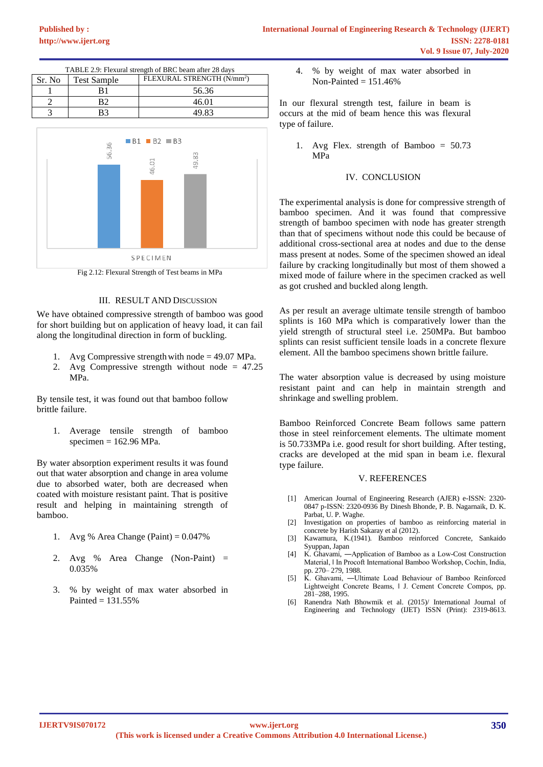TABLE 2.9: Flexural strength of BRC beam after 28 days

| Sr. No | Test Sample | FLEXURAL STRENGTH (N/mm$^2$) |
|---|---|---|
| 1 | B1 | 56.36 |
| 2 | B2 | 46.01 |
| 3 | B3 | 49.83 |

B1 B2 B3

56.36

46.01

49.83

SPECIMEN

Fig 2.12: Flexural Strength of Test beams in MPa

## III. RESULT AND DISCUSSION

We have obtained compressive strength of bamboo was good for short building but on application of heavy load, it can fail along the longitudinal direction in form of buckling.

1. Avg Compressive strength with node = 49.07 MPa.
2. Avg Compressive strength without node = 47.25 MPa.

By tensile test, it was found out that bamboo follow brittle failure.

1. Average tensile strength of bamboo specimen = 162.96 MPa.

By water absorption experiment results it was found out that water absorption and change in area volume due to absorbed water, both are decreased when coated with moisture resistant paint. That is positive result and helping in maintaining strength of bamboo.

1. Avg % Area Change (Paint) = 0.047%
2. Avg % Area Change (Non-Paint) = 0.035%
3. % by weight of max water absorbed in Painted = 131.55%
4. % by weight of max water absorbed in Non-Painted = 151.46%

In our flexural strength test, failure in beam is occurs at the mid of beam hence this was flexural type of failure.

1. Avg Flex. strength of Bamboo = 50.73 MPa

## IV. CONCLUSION

The experimental analysis is done for compressive strength of bamboo specimen. And it was found that compressive strength of bamboo specimen with node has greater strength than that of specimens without node this could be because of additional cross-sectional area at nodes and due to the dense mass present at nodes. Some of the specimen showed an ideal failure by cracking longitudinally but most of them showed a mixed mode of failure where in the specimen cracked as well as got crushed and buckled along length.

As per result an average ultimate tensile strength of bamboo splints is 160 MPa which is comparatively lower than the yield strength of structural steel i.e. 250MPa. But bamboo splints can resist sufficient tensile loads in a concrete flexure element. All the bamboo specimens shown brittle failure.

The water absorption value is decreased by using moisture resistant paint and can help in maintain strength and shrinkage and swelling problem.

Bamboo Reinforced Concrete Beam follows same pattern those in steel reinforcement elements. The ultimate moment is 50.733MPa i.e. good result for short building. After testing, cracks are developed at the mid span in beam i.e. flexural type failure.

## V. REFERENCES

[1] American Journal of Engineering Research (AJER) e-ISSN: 2320-0847 p-ISSN: 2320-0936 By Dinesh Bhonde, P. B. Nagarnaik, D. K. Parbat, U. P. Waghe.

[2] Investigation on properties of bamboo as reinforcing material in concrete by Harish Sakaray et al (2012).

[3] Kawamura, K.(1941). Bamboo reinforced Concrete, Sankaido Syuppan, Japan

[4] K. Ghavami, ―Application of Bamboo as a Low-Cost Construction Material,‖ In Procoft International Bamboo Workshop, Cochin, India, pp. 270– 279, 1988.

[5] K. Ghavami, ―Ultimate Load Behaviour of Bamboo Reinforced Lightweight Concrete Beams,‖ J. Cement Concrete Compos, pp. 281–288, 1995.

[6] Ranendra Nath Bhowmik et al. (2015)/ International Journal of Engineering and Technology (IJET) ISSN (Print): 2319-8613.